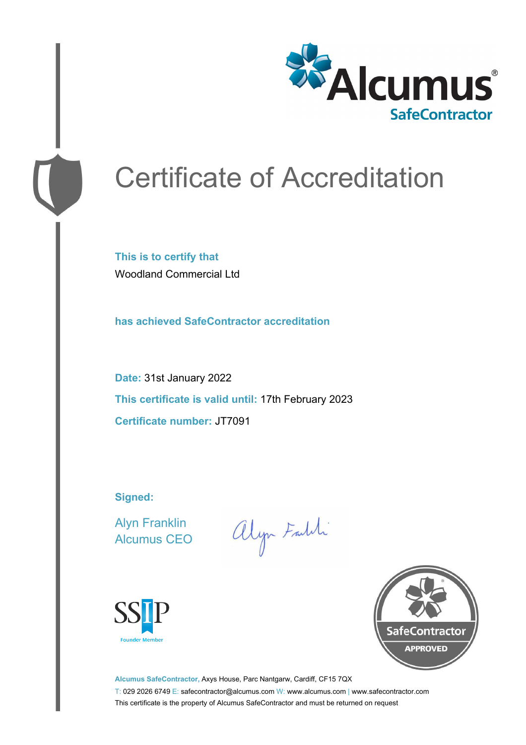Alcumus®
SafeContractor

# Certificate of Accreditation

**This is to certify that**

Woodland Commercial Ltd

**has achieved SafeContractor accreditation**

**Date:** 31st January 2022

**This certificate is valid until:** 17th February 2023

**Certificate number:** JT7091

**Signed:**

Alyn Franklin
Alcumus CEO

SSIP
Founder Member

SafeContractor
APPROVED

**Alcumus SafeContractor,** Axys House, Parc Nantgarw, Cardiff, CF15 7QX

T: 029 2026 6749 E: safecontractor@alcumus.com W: www.alcumus.com | www.safecontractor.com

This certificate is the property of Alcumus SafeContractor and must be returned on request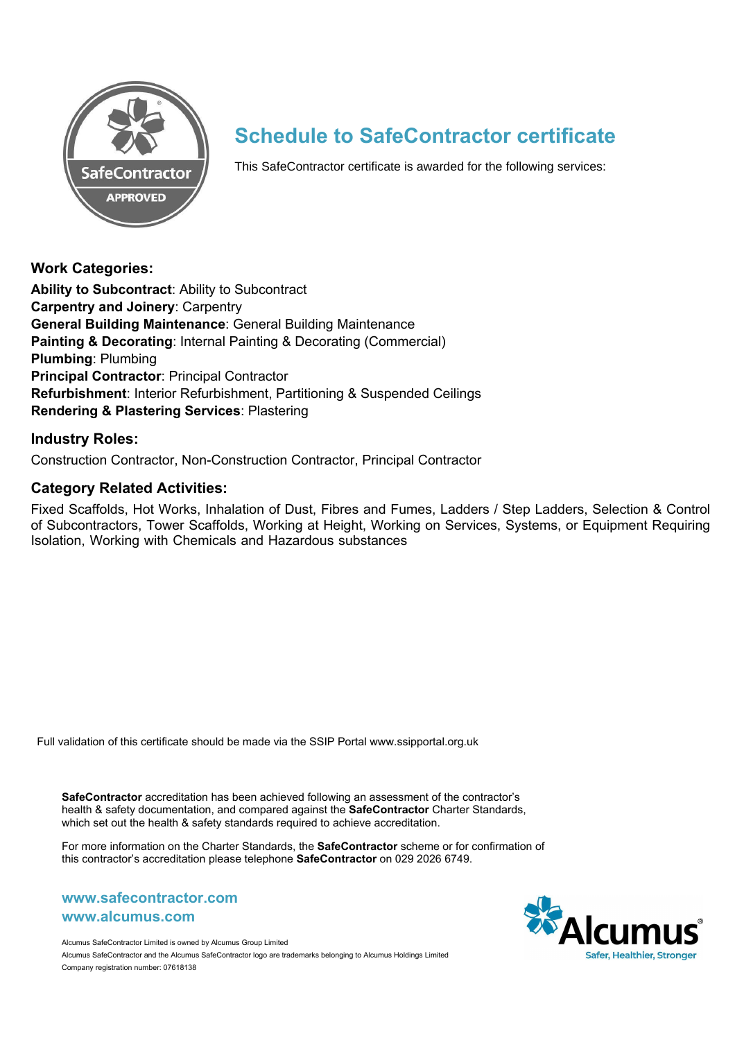# Schedule to SafeContractor certificate

This SafeContractor certificate is awarded for the following services:

## Work Categories:

**Ability to Subcontract**: Ability to Subcontract
**Carpentry and Joinery**: Carpentry
**General Building Maintenance**: General Building Maintenance
**Painting & Decorating**: Internal Painting & Decorating (Commercial)
**Plumbing**: Plumbing
**Principal Contractor**: Principal Contractor
**Refurbishment**: Interior Refurbishment, Partitioning & Suspended Ceilings
**Rendering & Plastering Services**: Plastering

## Industry Roles:

Construction Contractor, Non-Construction Contractor, Principal Contractor

## Category Related Activities:

Fixed Scaffolds, Hot Works, Inhalation of Dust, Fibres and Fumes, Ladders / Step Ladders, Selection & Control of Subcontractors, Tower Scaffolds, Working at Height, Working on Services, Systems, or Equipment Requiring Isolation, Working with Chemicals and Hazardous substances

Full validation of this certificate should be made via the SSIP Portal www.ssipportal.org.uk

**SafeContractor** accreditation has been achieved following an assessment of the contractor's health & safety documentation, and compared against the **SafeContractor** Charter Standards, which set out the health & safety standards required to achieve accreditation.

For more information on the Charter Standards, the **SafeContractor** scheme or for confirmation of this contractor's accreditation please telephone **SafeContractor** on 029 2026 6749.

**www.safecontractor.com**
**www.alcumus.com**

Alcumus SafeContractor Limited is owned by Alcumus Group Limited
Alcumus SafeContractor and the Alcumus SafeContractor logo are trademarks belonging to Alcumus Holdings Limited
Company registration number: 07618138

Alcumus
Safer, Healthier, Stronger